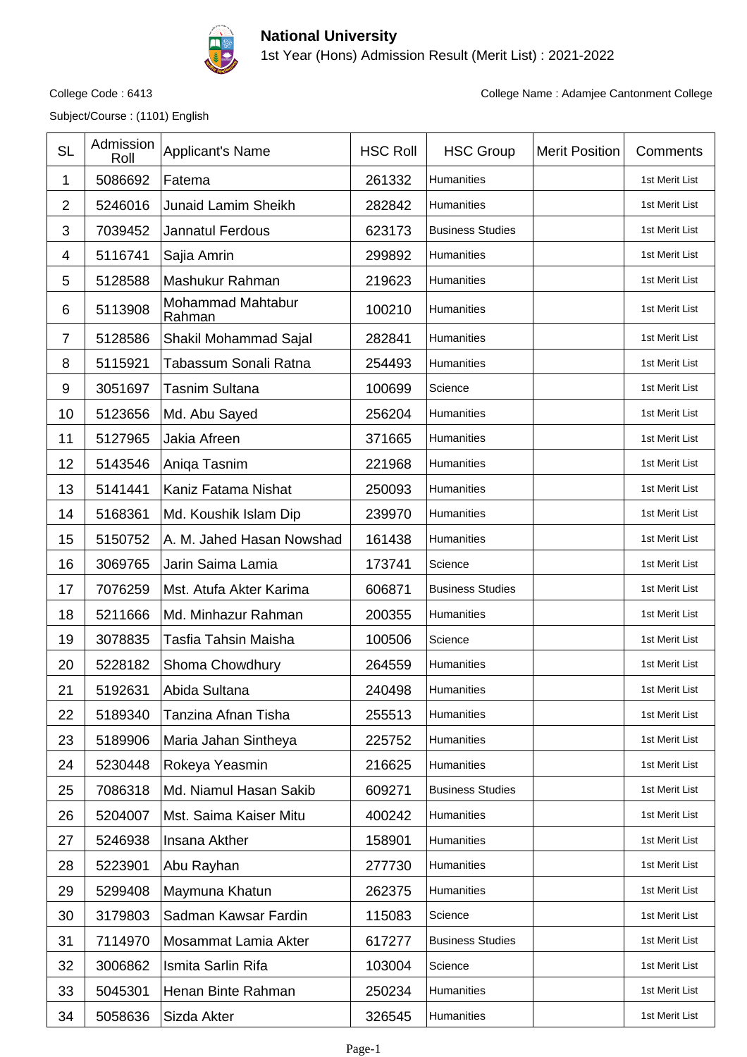# National University

1st Year (Hons) Admission Result (Merit List) : 2021-2022

College Code : 6413

College Name : Adamjee Cantonment College

Subject/Course : (1101) English

| SL | Admission Roll | Applicant's Name | HSC Roll | HSC Group | Merit Position | Comments |
|---|---|---|---|---|---|---|
| 1 | 5086692 | Fatema | 261332 | Humanities | | 1st Merit List |
| 2 | 5246016 | Junaid Lamim Sheikh | 282842 | Humanities | | 1st Merit List |
| 3 | 7039452 | Jannatul Ferdous | 623173 | Business Studies | | 1st Merit List |
| 4 | 5116741 | Sajia Amrin | 299892 | Humanities | | 1st Merit List |
| 5 | 5128588 | Mashukur Rahman | 219623 | Humanities | | 1st Merit List |
| 6 | 5113908 | Mohammad Mahtabur Rahman | 100210 | Humanities | | 1st Merit List |
| 7 | 5128586 | Shakil Mohammad Sajal | 282841 | Humanities | | 1st Merit List |
| 8 | 5115921 | Tabassum Sonali Ratna | 254493 | Humanities | | 1st Merit List |
| 9 | 3051697 | Tasnim Sultana | 100699 | Science | | 1st Merit List |
| 10 | 5123656 | Md. Abu Sayed | 256204 | Humanities | | 1st Merit List |
| 11 | 5127965 | Jakia Afreen | 371665 | Humanities | | 1st Merit List |
| 12 | 5143546 | Aniqa Tasnim | 221968 | Humanities | | 1st Merit List |
| 13 | 5141441 | Kaniz Fatama Nishat | 250093 | Humanities | | 1st Merit List |
| 14 | 5168361 | Md. Koushik Islam Dip | 239970 | Humanities | | 1st Merit List |
| 15 | 5150752 | A. M. Jahed Hasan Nowshad | 161438 | Humanities | | 1st Merit List |
| 16 | 3069765 | Jarin Saima Lamia | 173741 | Science | | 1st Merit List |
| 17 | 7076259 | Mst. Atufa Akter Karima | 606871 | Business Studies | | 1st Merit List |
| 18 | 5211666 | Md. Minhazur Rahman | 200355 | Humanities | | 1st Merit List |
| 19 | 3078835 | Tasfia Tahsin Maisha | 100506 | Science | | 1st Merit List |
| 20 | 5228182 | Shoma Chowdhury | 264559 | Humanities | | 1st Merit List |
| 21 | 5192631 | Abida Sultana | 240498 | Humanities | | 1st Merit List |
| 22 | 5189340 | Tanzina Afnan Tisha | 255513 | Humanities | | 1st Merit List |
| 23 | 5189906 | Maria Jahan Sintheya | 225752 | Humanities | | 1st Merit List |
| 24 | 5230448 | Rokeya Yeasmin | 216625 | Humanities | | 1st Merit List |
| 25 | 7086318 | Md. Niamul Hasan Sakib | 609271 | Business Studies | | 1st Merit List |
| 26 | 5204007 | Mst. Saima Kaiser Mitu | 400242 | Humanities | | 1st Merit List |
| 27 | 5246938 | Insana Akther | 158901 | Humanities | | 1st Merit List |
| 28 | 5223901 | Abu Rayhan | 277730 | Humanities | | 1st Merit List |
| 29 | 5299408 | Maymuna Khatun | 262375 | Humanities | | 1st Merit List |
| 30 | 3179803 | Sadman Kawsar Fardin | 115083 | Science | | 1st Merit List |
| 31 | 7114970 | Mosammat Lamia Akter | 617277 | Business Studies | | 1st Merit List |
| 32 | 3006862 | Ismita Sarlin Rifa | 103004 | Science | | 1st Merit List |
| 33 | 5045301 | Henan Binte Rahman | 250234 | Humanities | | 1st Merit List |
| 34 | 5058636 | Sizda Akter | 326545 | Humanities | | 1st Merit List |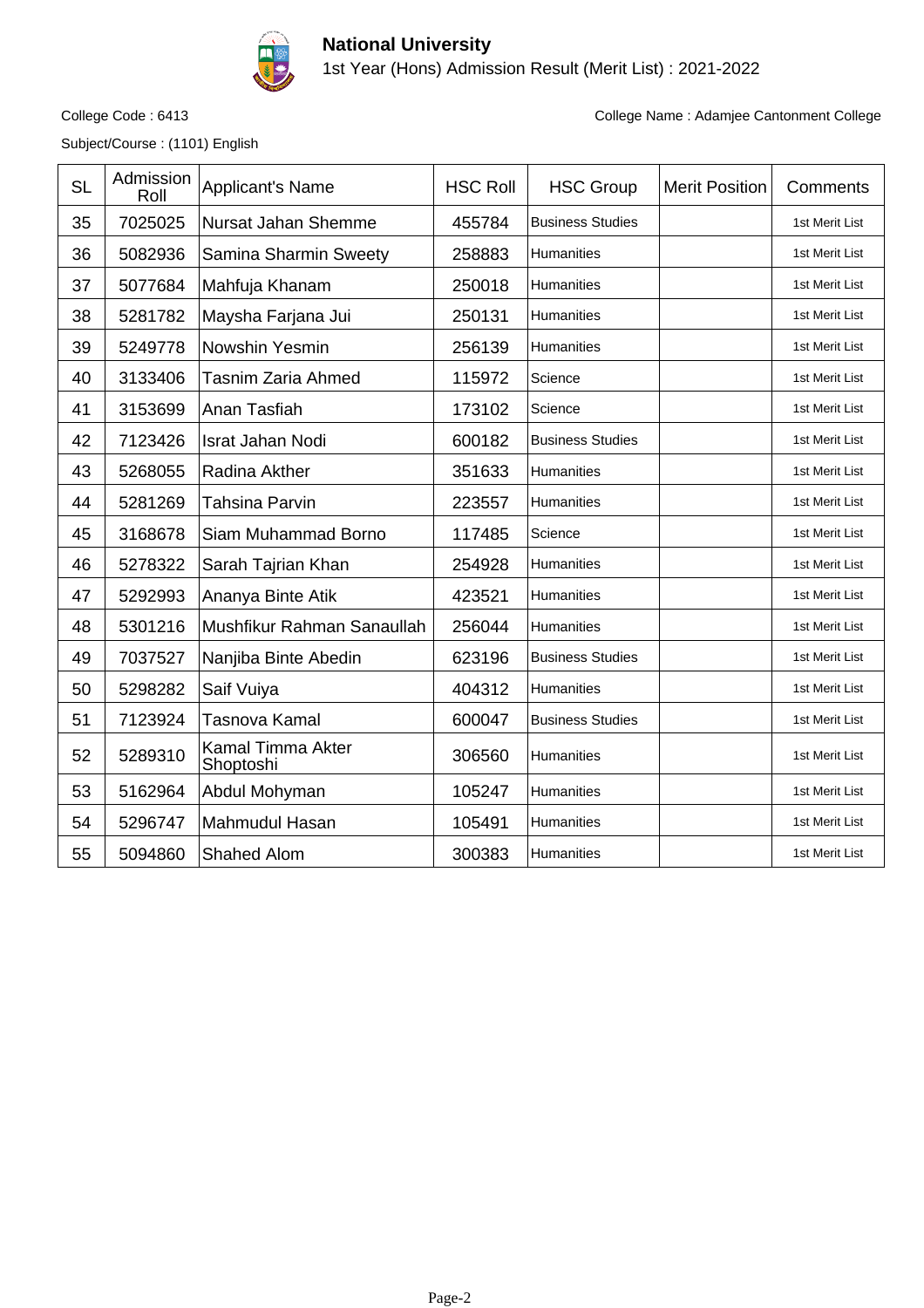**National University**

1st Year (Hons) Admission Result (Merit List) : 2021-2022

College Code : 6413

College Name : Adamjee Cantonment College

Subject/Course : (1101) English

| SL | Admission Roll | Applicant's Name | HSC Roll | HSC Group | Merit Position | Comments |
|---|---|---|---|---|---|---|
| 35 | 7025025 | Nursat Jahan Shemme | 455784 | Business Studies | | 1st Merit List |
| 36 | 5082936 | Samina Sharmin Sweety | 258883 | Humanities | | 1st Merit List |
| 37 | 5077684 | Mahfuja Khanam | 250018 | Humanities | | 1st Merit List |
| 38 | 5281782 | Maysha Farjana Jui | 250131 | Humanities | | 1st Merit List |
| 39 | 5249778 | Nowshin Yesmin | 256139 | Humanities | | 1st Merit List |
| 40 | 3133406 | Tasnim Zaria Ahmed | 115972 | Science | | 1st Merit List |
| 41 | 3153699 | Anan Tasfiah | 173102 | Science | | 1st Merit List |
| 42 | 7123426 | Israt Jahan Nodi | 600182 | Business Studies | | 1st Merit List |
| 43 | 5268055 | Radina Akther | 351633 | Humanities | | 1st Merit List |
| 44 | 5281269 | Tahsina Parvin | 223557 | Humanities | | 1st Merit List |
| 45 | 3168678 | Siam Muhammad Borno | 117485 | Science | | 1st Merit List |
| 46 | 5278322 | Sarah Tajrian Khan | 254928 | Humanities | | 1st Merit List |
| 47 | 5292993 | Ananya Binte Atik | 423521 | Humanities | | 1st Merit List |
| 48 | 5301216 | Mushfikur Rahman Sanaullah | 256044 | Humanities | | 1st Merit List |
| 49 | 7037527 | Nanjiba Binte Abedin | 623196 | Business Studies | | 1st Merit List |
| 50 | 5298282 | Saif Vuiya | 404312 | Humanities | | 1st Merit List |
| 51 | 7123924 | Tasnova Kamal | 600047 | Business Studies | | 1st Merit List |
| 52 | 5289310 | Kamal Timma Akter Shoptoshi | 306560 | Humanities | | 1st Merit List |
| 53 | 5162964 | Abdul Mohyman | 105247 | Humanities | | 1st Merit List |
| 54 | 5296747 | Mahmudul Hasan | 105491 | Humanities | | 1st Merit List |
| 55 | 5094860 | Shahed Alom | 300383 | Humanities | | 1st Merit List |